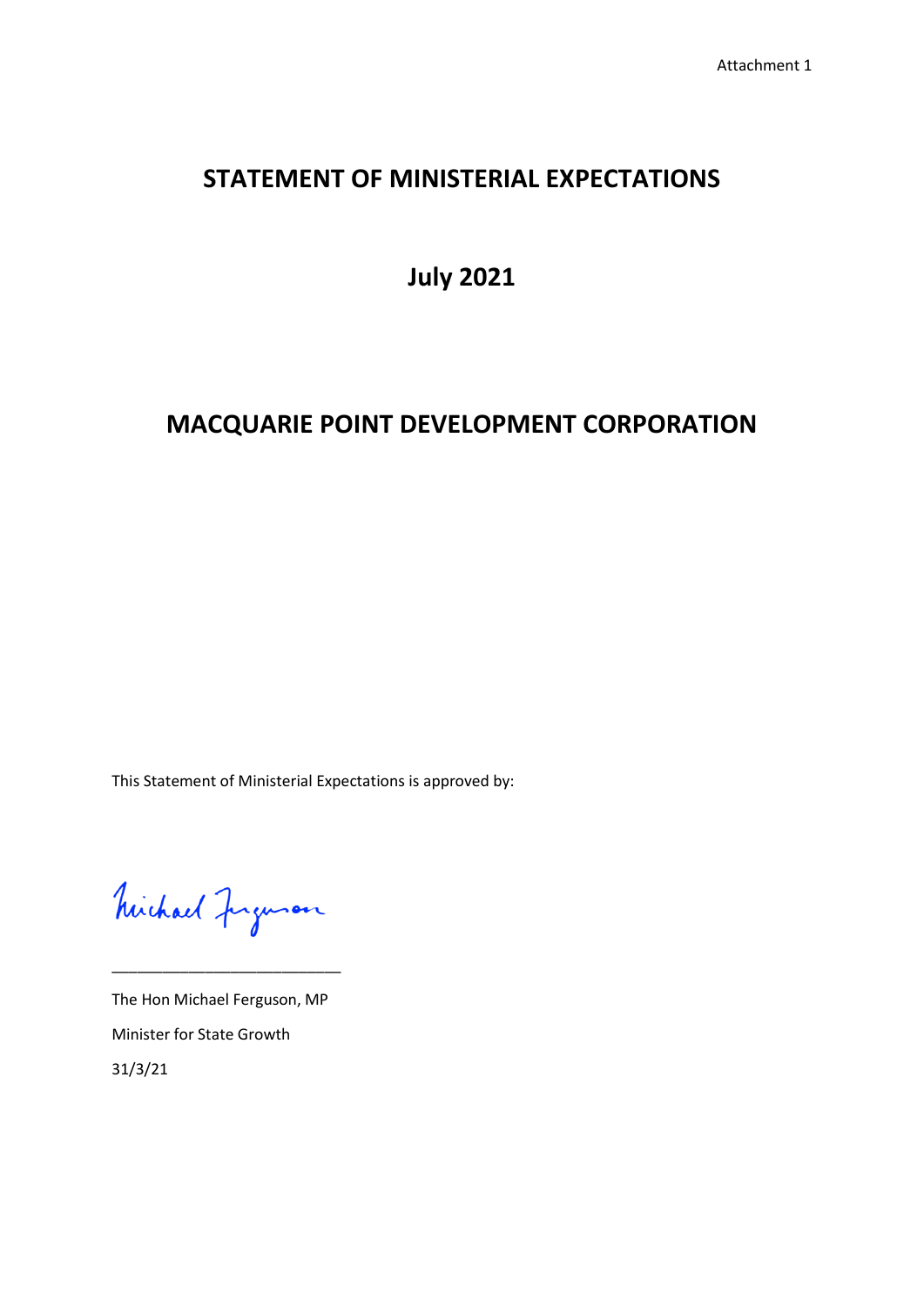Attachment 1

# STATEMENT OF MINISTERIAL EXPECTATIONS

# July 2021

# MACQUARIE POINT DEVELOPMENT CORPORATION

This Statement of Ministerial Expectations is approved by:

Michael Ferguson

\_\_\_\_\_\_\_\_\_\_\_\_\_\_\_\_\_\_\_\_\_\_\_\_\_\_\_\_

The Hon Michael Ferguson, MP

Minister for State Growth

31/3/21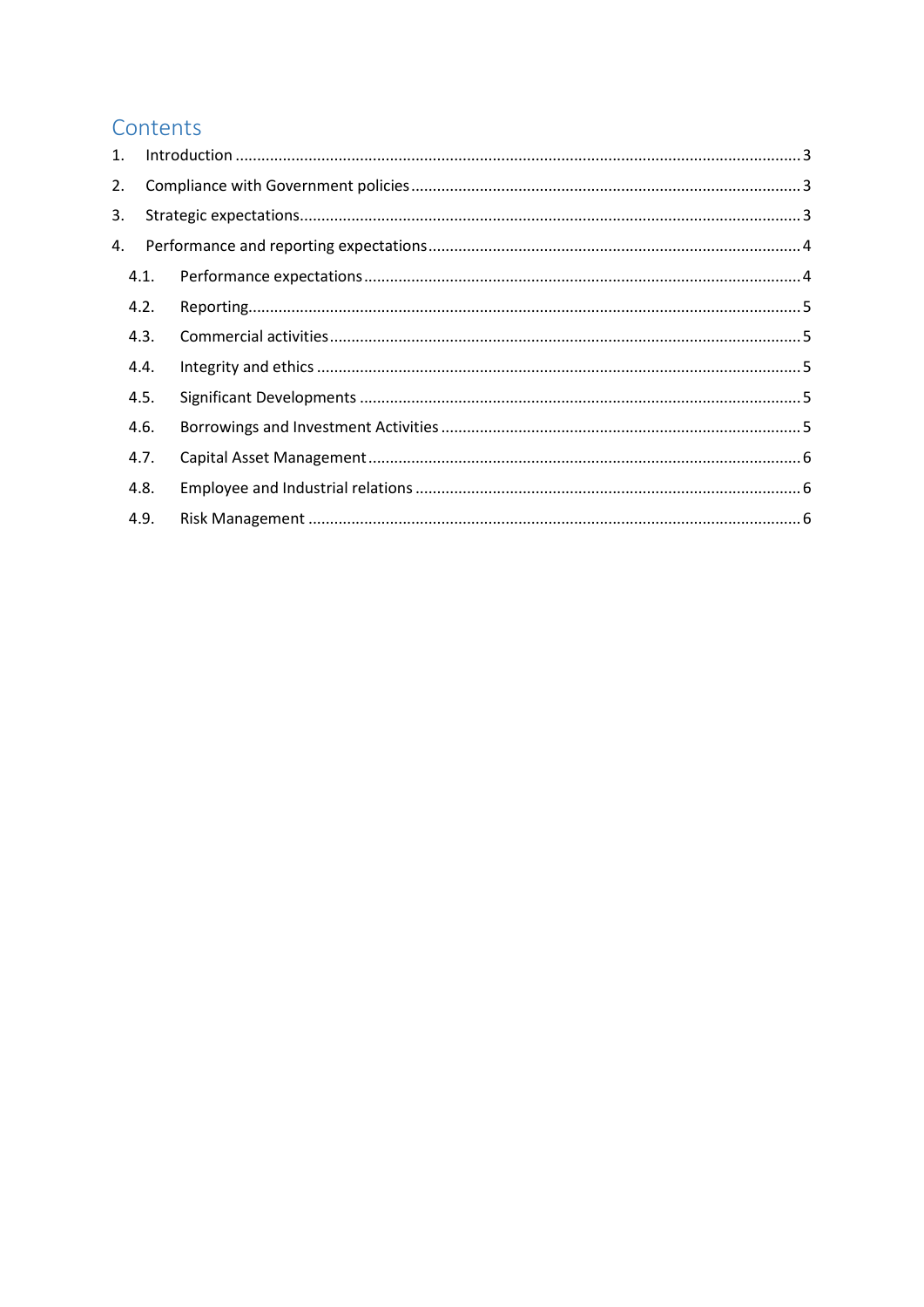# Contents

1. Introduction ..... 3
2. Compliance with Government policies ..... 3
3. Strategic expectations ..... 3
4. Performance and reporting expectations ..... 4
   - 4.1. Performance expectations ..... 4
   - 4.2. Reporting ..... 5
   - 4.3. Commercial activities ..... 5
   - 4.4. Integrity and ethics ..... 5
   - 4.5. Significant Developments ..... 5
   - 4.6. Borrowings and Investment Activities ..... 5
   - 4.7. Capital Asset Management ..... 6
   - 4.8. Employee and Industrial relations ..... 6
   - 4.9. Risk Management ..... 6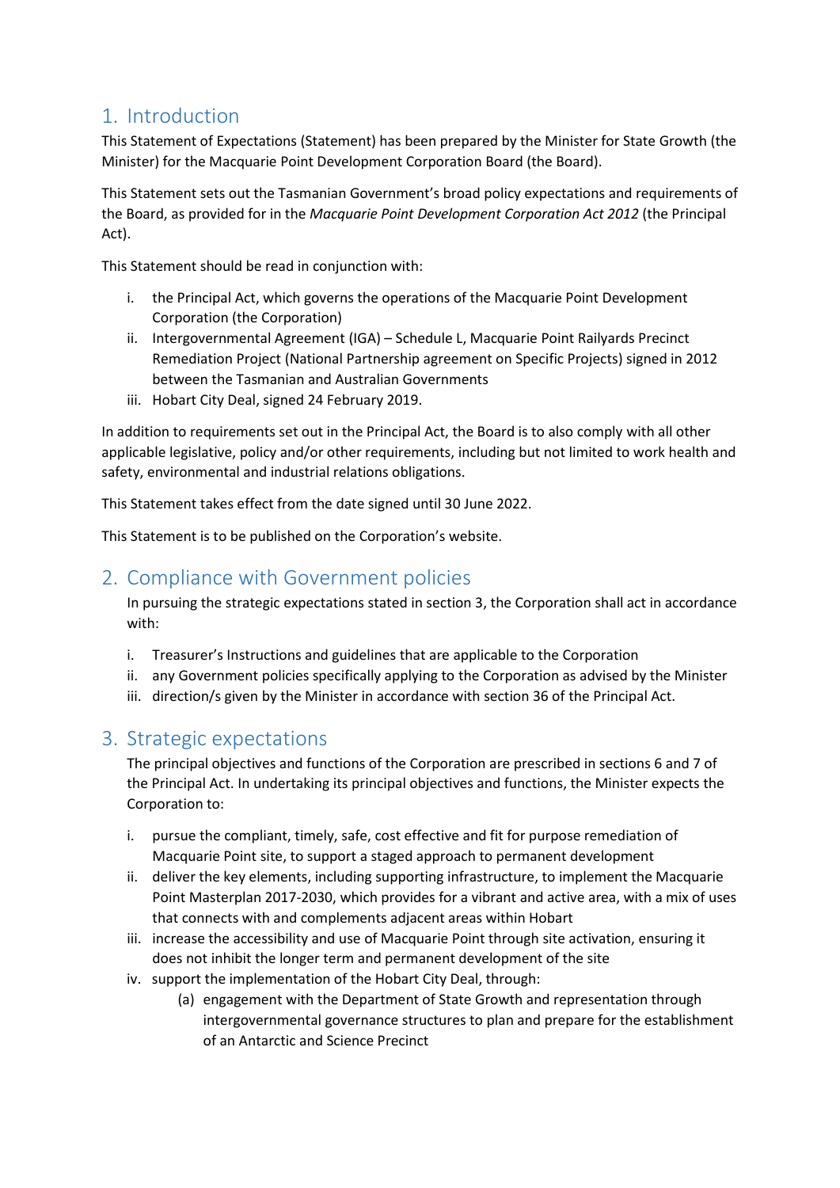## 1. Introduction

This Statement of Expectations (Statement) has been prepared by the Minister for State Growth (the Minister) for the Macquarie Point Development Corporation Board (the Board).

This Statement sets out the Tasmanian Government's broad policy expectations and requirements of the Board, as provided for in the *Macquarie Point Development Corporation Act 2012* (the Principal Act).

This Statement should be read in conjunction with:

i. the Principal Act, which governs the operations of the Macquarie Point Development Corporation (the Corporation)
ii. Intergovernmental Agreement (IGA) – Schedule L, Macquarie Point Railyards Precinct Remediation Project (National Partnership agreement on Specific Projects) signed in 2012 between the Tasmanian and Australian Governments
iii. Hobart City Deal, signed 24 February 2019.

In addition to requirements set out in the Principal Act, the Board is to also comply with all other applicable legislative, policy and/or other requirements, including but not limited to work health and safety, environmental and industrial relations obligations.

This Statement takes effect from the date signed until 30 June 2022.

This Statement is to be published on the Corporation's website.

## 2. Compliance with Government policies

In pursuing the strategic expectations stated in section 3, the Corporation shall act in accordance with:

i. Treasurer's Instructions and guidelines that are applicable to the Corporation
ii. any Government policies specifically applying to the Corporation as advised by the Minister
iii. direction/s given by the Minister in accordance with section 36 of the Principal Act.

## 3. Strategic expectations

The principal objectives and functions of the Corporation are prescribed in sections 6 and 7 of the Principal Act. In undertaking its principal objectives and functions, the Minister expects the Corporation to:

i. pursue the compliant, timely, safe, cost effective and fit for purpose remediation of Macquarie Point site, to support a staged approach to permanent development
ii. deliver the key elements, including supporting infrastructure, to implement the Macquarie Point Masterplan 2017-2030, which provides for a vibrant and active area, with a mix of uses that connects with and complements adjacent areas within Hobart
iii. increase the accessibility and use of Macquarie Point through site activation, ensuring it does not inhibit the longer term and permanent development of the site
iv. support the implementation of the Hobart City Deal, through:
    (a) engagement with the Department of State Growth and representation through intergovernmental governance structures to plan and prepare for the establishment of an Antarctic and Science Precinct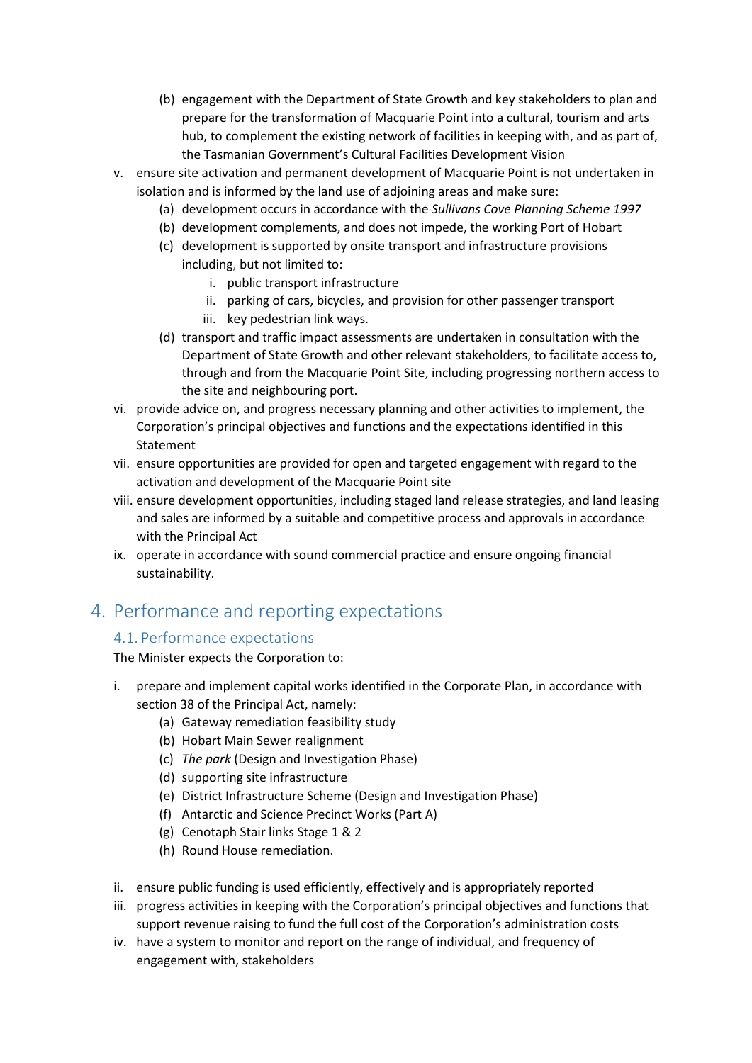(b) engagement with the Department of State Growth and key stakeholders to plan and prepare for the transformation of Macquarie Point into a cultural, tourism and arts hub, to complement the existing network of facilities in keeping with, and as part of, the Tasmanian Government's Cultural Facilities Development Vision

v. ensure site activation and permanent development of Macquarie Point is not undertaken in isolation and is informed by the land use of adjoining areas and make sure:
   (a) development occurs in accordance with the *Sullivans Cove Planning Scheme 1997*
   (b) development complements, and does not impede, the working Port of Hobart
   (c) development is supported by onsite transport and infrastructure provisions including, but not limited to:
      i. public transport infrastructure
      ii. parking of cars, bicycles, and provision for other passenger transport
      iii. key pedestrian link ways.
   (d) transport and traffic impact assessments are undertaken in consultation with the Department of State Growth and other relevant stakeholders, to facilitate access to, through and from the Macquarie Point Site, including progressing northern access to the site and neighbouring port.

vi. provide advice on, and progress necessary planning and other activities to implement, the Corporation's principal objectives and functions and the expectations identified in this Statement

vii. ensure opportunities are provided for open and targeted engagement with regard to the activation and development of the Macquarie Point site

viii. ensure development opportunities, including staged land release strategies, and land leasing and sales are informed by a suitable and competitive process and approvals in accordance with the Principal Act

ix. operate in accordance with sound commercial practice and ensure ongoing financial sustainability.

# 4. Performance and reporting expectations

## 4.1. Performance expectations

The Minister expects the Corporation to:

i. prepare and implement capital works identified in the Corporate Plan, in accordance with section 38 of the Principal Act, namely:
   (a) Gateway remediation feasibility study
   (b) Hobart Main Sewer realignment
   (c) *The park* (Design and Investigation Phase)
   (d) supporting site infrastructure
   (e) District Infrastructure Scheme (Design and Investigation Phase)
   (f) Antarctic and Science Precinct Works (Part A)
   (g) Cenotaph Stair links Stage 1 & 2
   (h) Round House remediation.

ii. ensure public funding is used efficiently, effectively and is appropriately reported

iii. progress activities in keeping with the Corporation's principal objectives and functions that support revenue raising to fund the full cost of the Corporation's administration costs

iv. have a system to monitor and report on the range of individual, and frequency of engagement with, stakeholders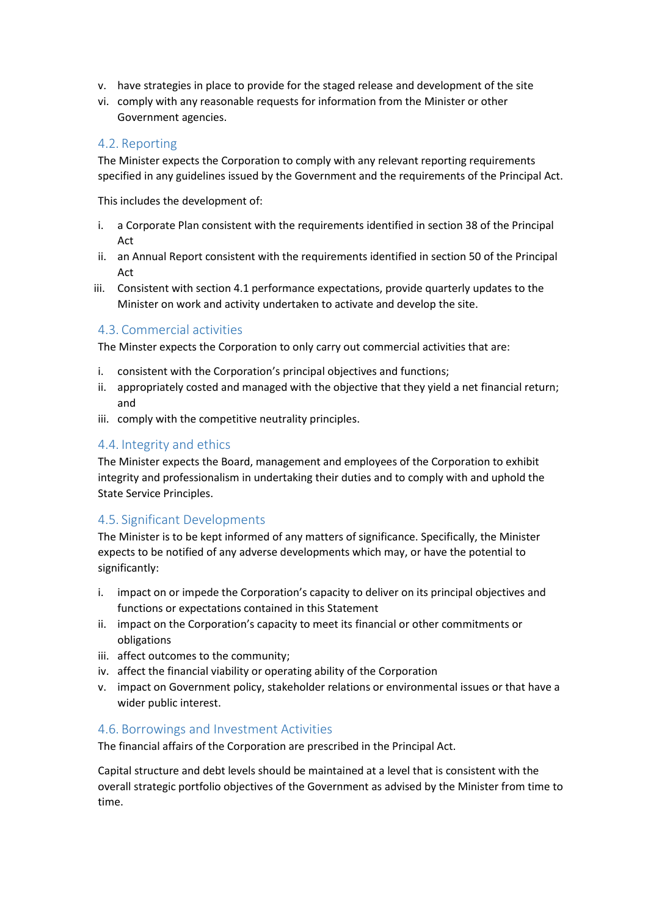v. have strategies in place to provide for the staged release and development of the site
vi. comply with any reasonable requests for information from the Minister or other Government agencies.

### 4.2. Reporting

The Minister expects the Corporation to comply with any relevant reporting requirements specified in any guidelines issued by the Government and the requirements of the Principal Act.

This includes the development of:

i. a Corporate Plan consistent with the requirements identified in section 38 of the Principal Act
ii. an Annual Report consistent with the requirements identified in section 50 of the Principal Act
iii. Consistent with section 4.1 performance expectations, provide quarterly updates to the Minister on work and activity undertaken to activate and develop the site.

### 4.3. Commercial activities

The Minster expects the Corporation to only carry out commercial activities that are:

i. consistent with the Corporation's principal objectives and functions;
ii. appropriately costed and managed with the objective that they yield a net financial return; and
iii. comply with the competitive neutrality principles.

### 4.4. Integrity and ethics

The Minister expects the Board, management and employees of the Corporation to exhibit integrity and professionalism in undertaking their duties and to comply with and uphold the State Service Principles.

### 4.5. Significant Developments

The Minister is to be kept informed of any matters of significance. Specifically, the Minister expects to be notified of any adverse developments which may, or have the potential to significantly:

i. impact on or impede the Corporation's capacity to deliver on its principal objectives and functions or expectations contained in this Statement
ii. impact on the Corporation's capacity to meet its financial or other commitments or obligations
iii. affect outcomes to the community;
iv. affect the financial viability or operating ability of the Corporation
v. impact on Government policy, stakeholder relations or environmental issues or that have a wider public interest.

### 4.6. Borrowings and Investment Activities

The financial affairs of the Corporation are prescribed in the Principal Act.

Capital structure and debt levels should be maintained at a level that is consistent with the overall strategic portfolio objectives of the Government as advised by the Minister from time to time.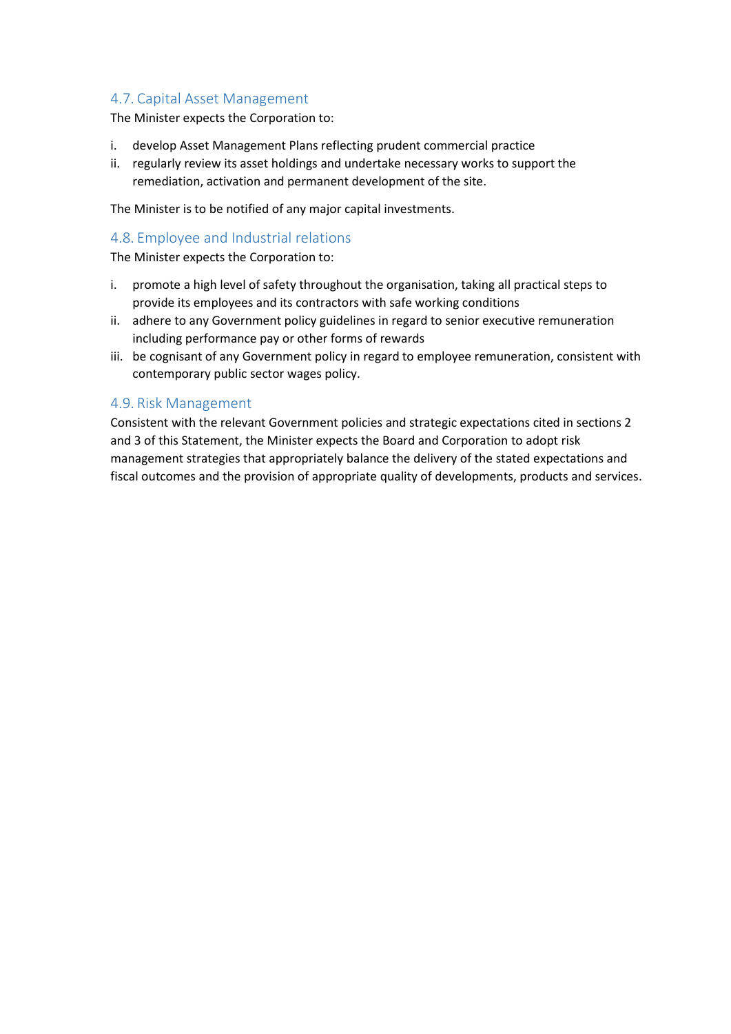### 4.7. Capital Asset Management

The Minister expects the Corporation to:

i. develop Asset Management Plans reflecting prudent commercial practice
ii. regularly review its asset holdings and undertake necessary works to support the remediation, activation and permanent development of the site.

The Minister is to be notified of any major capital investments.

### 4.8. Employee and Industrial relations

The Minister expects the Corporation to:

i. promote a high level of safety throughout the organisation, taking all practical steps to provide its employees and its contractors with safe working conditions
ii. adhere to any Government policy guidelines in regard to senior executive remuneration including performance pay or other forms of rewards
iii. be cognisant of any Government policy in regard to employee remuneration, consistent with contemporary public sector wages policy.

### 4.9. Risk Management

Consistent with the relevant Government policies and strategic expectations cited in sections 2 and 3 of this Statement, the Minister expects the Board and Corporation to adopt risk management strategies that appropriately balance the delivery of the stated expectations and fiscal outcomes and the provision of appropriate quality of developments, products and services.